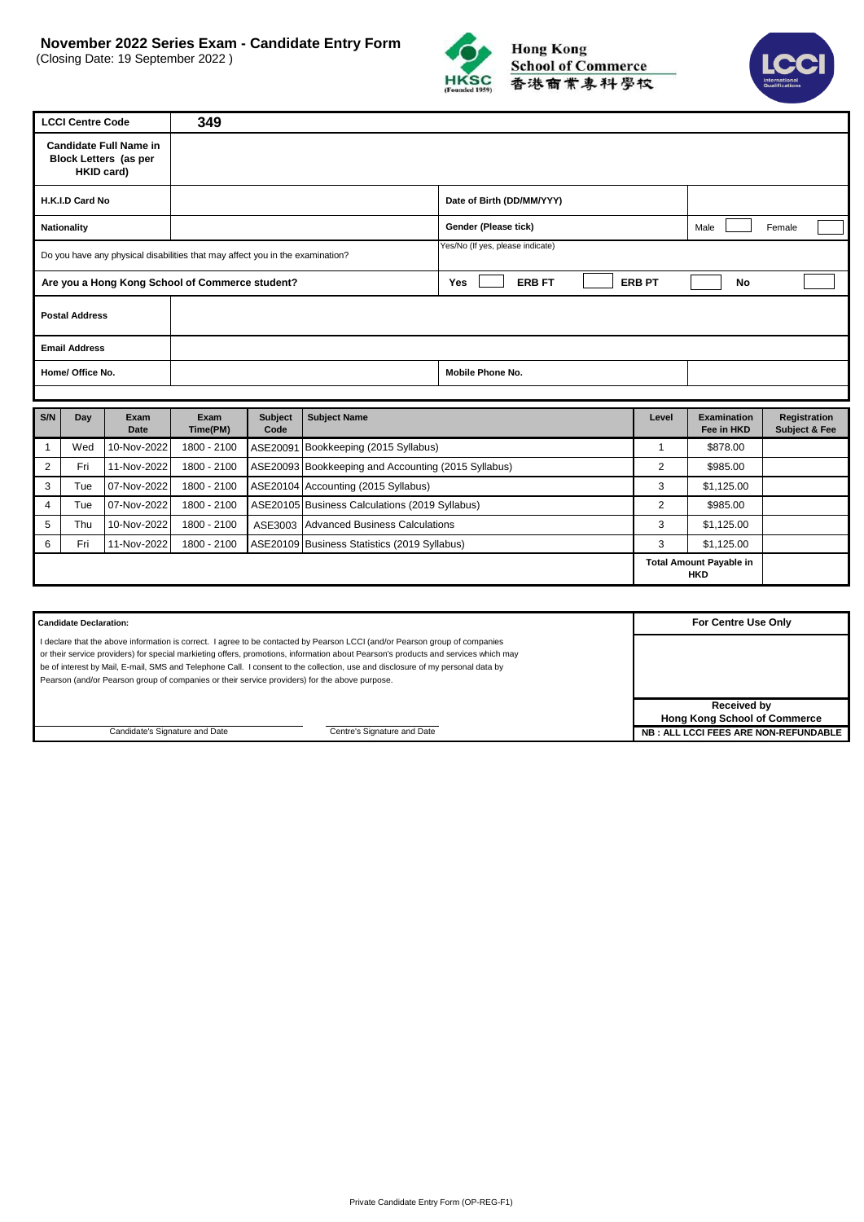# November 2022 Series Exam - Candidate Entry Form

(Closing Date: 19 September 2022 )

Hong Kong School of Commerce
香港商業專科學校

HKSC (Founded 1959)

LCCI International Qualifications

| LCCI Centre Code | 349 | | |
|---|---|---|---|
| Candidate Full Name in Block Letters (as per HKID card) | | | |
| H.K.I.D Card No | | Date of Birth (DD/MM/YYY) | |
| Nationality | | Gender (Please tick) | Male ☐ Female ☐ |
| Do you have any physical disabilities that may affect you in the examination? | | Yes/No (If yes, please indicate) | |
| Are you a Hong Kong School of Commerce student? | | Yes ☐ ERB FT ☐ ERB PT ☐ | No ☐ |
| Postal Address | | | |
| Email Address | | | |
| Home/ Office No. | | Mobile Phone No. | |

| S/N | Day | Exam Date | Exam Time(PM) | Subject Code | Subject Name | Level | Examination Fee in HKD | Registration Subject & Fee |
|---|---|---|---|---|---|---|---|---|
| 1 | Wed | 10-Nov-2022 | 1800 - 2100 | ASE20091 | Bookkeeping (2015 Syllabus) | 1 | $878.00 | |
| 2 | Fri | 11-Nov-2022 | 1800 - 2100 | ASE20093 | Bookkeeping and Accounting (2015 Syllabus) | 2 | $985.00 | |
| 3 | Tue | 07-Nov-2022 | 1800 - 2100 | ASE20104 | Accounting (2015 Syllabus) | 3 | $1,125.00 | |
| 4 | Tue | 07-Nov-2022 | 1800 - 2100 | ASE20105 | Business Calculations (2019 Syllabus) | 2 | $985.00 | |
| 5 | Thu | 10-Nov-2022 | 1800 - 2100 | ASE3003 | Advanced Business Calculations | 3 | $1,125.00 | |
| 6 | Fri | 11-Nov-2022 | 1800 - 2100 | ASE20109 | Business Statistics (2019 Syllabus) | 3 | $1,125.00 | |
| | | | | | | Total Amount Payable in HKD | | |

| Candidate Declaration: | For Centre Use Only |
|---|---|
| I declare that the above information is correct. I agree to be contacted by Pearson LCCI (and/or Pearson group of companies or their service providers) for special markieting offers, promotions, information about Pearson's products and services which may be of interest by Mail, E-mail, SMS and Telephone Call. I consent to the collection, use and disclosure of my personal data by Pearson (and/or Pearson group of companies or their service providers) for the above purpose. | |
| | Received by Hong Kong School of Commerce |
| Candidate's Signature and Date &nbsp;&nbsp;&nbsp;&nbsp; Centre's Signature and Date | NB : ALL LCCI FEES ARE NON-REFUNDABLE |

Private Candidate Entry Form (OP-REG-F1)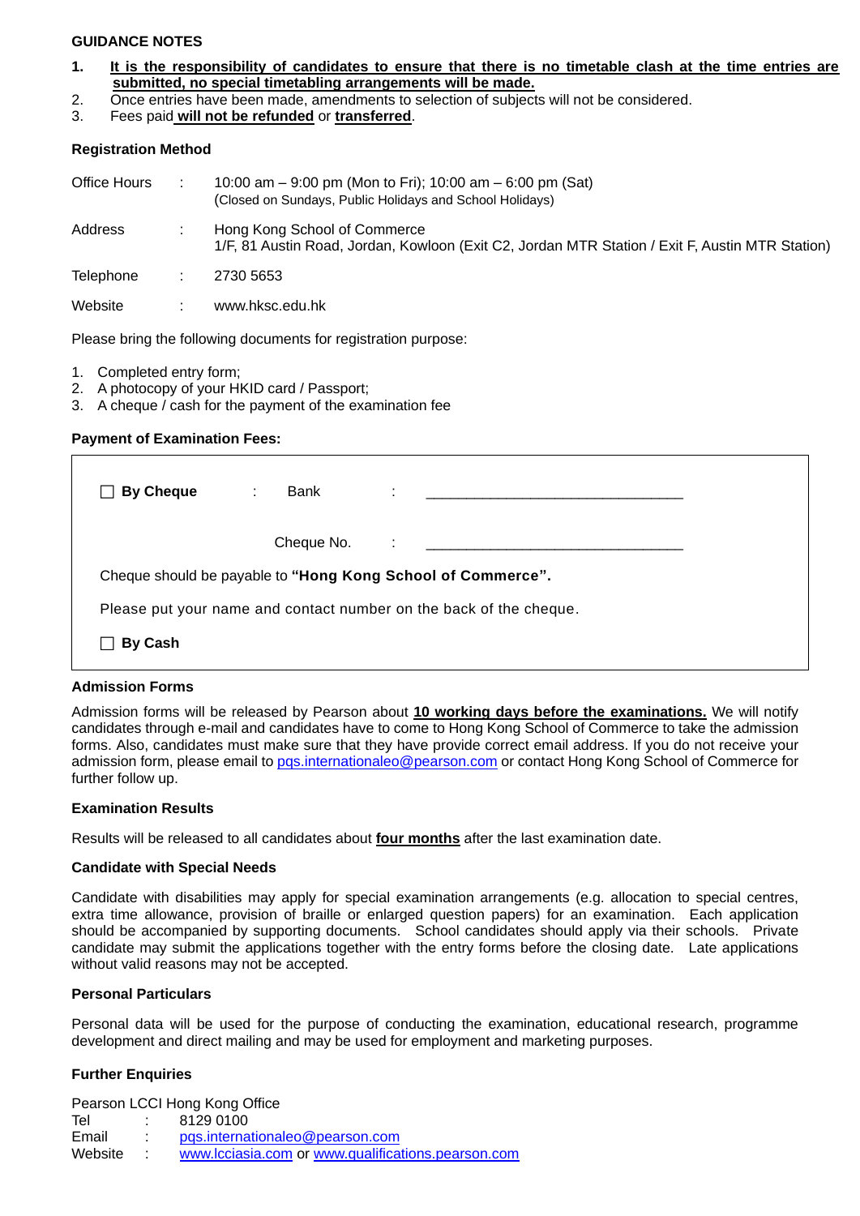**GUIDANCE NOTES**

1. **It is the responsibility of candidates to ensure that there is no timetable clash at the time entries are submitted, no special timetabling arrangements will be made.**
2. Once entries have been made, amendments to selection of subjects will not be considered.
3. Fees paid **will not be refunded** or **transferred**.

**Registration Method**

| | | |
|---|---|---|
| Office Hours | : | 10:00 am – 9:00 pm (Mon to Fri); 10:00 am – 6:00 pm (Sat)<br>(Closed on Sundays, Public Holidays and School Holidays) |
| Address | : | Hong Kong School of Commerce<br>1/F, 81 Austin Road, Jordan, Kowloon (Exit C2, Jordan MTR Station / Exit F, Austin MTR Station) |
| Telephone | : | 2730 5653 |
| Website | : | www.hksc.edu.hk |

Please bring the following documents for registration purpose:

1. Completed entry form;
2. A photocopy of your HKID card / Passport;
3. A cheque / cash for the payment of the examination fee

**Payment of Examination Fees:**

☐ **By Cheque** : Bank : ______________________________

Cheque No. : ______________________________

Cheque should be payable to **"Hong Kong School of Commerce".**

Please put your name and contact number on the back of the cheque.

☐ **By Cash**

**Admission Forms**

Admission forms will be released by Pearson about **10 working days before the examinations.** We will notify candidates through e-mail and candidates have to come to Hong Kong School of Commerce to take the admission forms. Also, candidates must make sure that they have provide correct email address. If you do not receive your admission form, please email to pqs.internationaleo@pearson.com or contact Hong Kong School of Commerce for further follow up.

**Examination Results**

Results will be released to all candidates about **four months** after the last examination date.

**Candidate with Special Needs**

Candidate with disabilities may apply for special examination arrangements (e.g. allocation to special centres, extra time allowance, provision of braille or enlarged question papers) for an examination. Each application should be accompanied by supporting documents. School candidates should apply via their schools. Private candidate may submit the applications together with the entry forms before the closing date. Late applications without valid reasons may not be accepted.

**Personal Particulars**

Personal data will be used for the purpose of conducting the examination, educational research, programme development and direct mailing and may be used for employment and marketing purposes.

**Further Enquiries**

Pearson LCCI Hong Kong Office

| | | |
|---|---|---|
| Tel | : | 8129 0100 |
| Email | : | pqs.internationaleo@pearson.com |
| Website | : | www.lcciasia.com or www.qualifications.pearson.com |